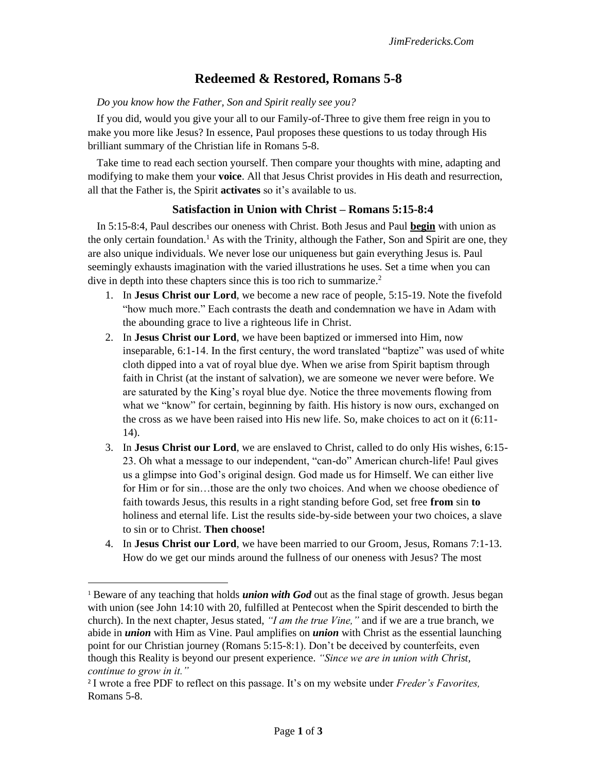# Redeemed & Restored, Romans 5-8

*Do you know how the Father, Son and Spirit really see you?*

If you did, would you give your all to our Family-of-Three to give them free reign in you to make you more like Jesus? In essence, Paul proposes these questions to us today through His brilliant summary of the Christian life in Romans 5-8.

Take time to read each section yourself. Then compare your thoughts with mine, adapting and modifying to make them your **voice**. All that Jesus Christ provides in His death and resurrection, all that the Father is, the Spirit **activates** so it's available to us.

### Satisfaction in Union with Christ – Romans 5:15-8:4

In 5:15-8:4, Paul describes our oneness with Christ. Both Jesus and Paul **begin** with union as the only certain foundation.[1] As with the Trinity, although the Father, Son and Spirit are one, they are also unique individuals. We never lose our uniqueness but gain everything Jesus is. Paul seemingly exhausts imagination with the varied illustrations he uses. Set a time when you can dive in depth into these chapters since this is too rich to summarize.[2]

1. In **Jesus Christ our Lord**, we become a new race of people, 5:15-19. Note the fivefold "how much more." Each contrasts the death and condemnation we have in Adam with the abounding grace to live a righteous life in Christ.
2. In **Jesus Christ our Lord**, we have been baptized or immersed into Him, now inseparable, 6:1-14. In the first century, the word translated "baptize" was used of white cloth dipped into a vat of royal blue dye. When we arise from Spirit baptism through faith in Christ (at the instant of salvation), we are someone we never were before. We are saturated by the King's royal blue dye. Notice the three movements flowing from what we "know" for certain, beginning by faith. His history is now ours, exchanged on the cross as we have been raised into His new life. So, make choices to act on it (6:11-14).
3. In **Jesus Christ our Lord**, we are enslaved to Christ, called to do only His wishes, 6:15-23. Oh what a message to our independent, "can-do" American church-life! Paul gives us a glimpse into God's original design. God made us for Himself. We can either live for Him or for sin…those are the only two choices. And when we choose obedience of faith towards Jesus, this results in a right standing before God, set free **from** sin **to** holiness and eternal life. List the results side-by-side between your two choices, a slave to sin or to Christ. **Then choose!**
4. In **Jesus Christ our Lord**, we have been married to our Groom, Jesus, Romans 7:1-13. How do we get our minds around the fullness of our oneness with Jesus? The most

---

[1] Beware of any teaching that holds ***union with God*** out as the final stage of growth. Jesus began with union (see John 14:10 with 20, fulfilled at Pentecost when the Spirit descended to birth the church). In the next chapter, Jesus stated, *"I am the true Vine,"* and if we are a true branch, we abide in ***union*** with Him as Vine. Paul amplifies on ***union*** with Christ as the essential launching point for our Christian journey (Romans 5:15-8:1). Don't be deceived by counterfeits, even though this Reality is beyond our present experience. *"Since we are in union with Christ, continue to grow in it."*

[2] I wrote a free PDF to reflect on this passage. It's on my website under *Freder's Favorites,* Romans 5-8.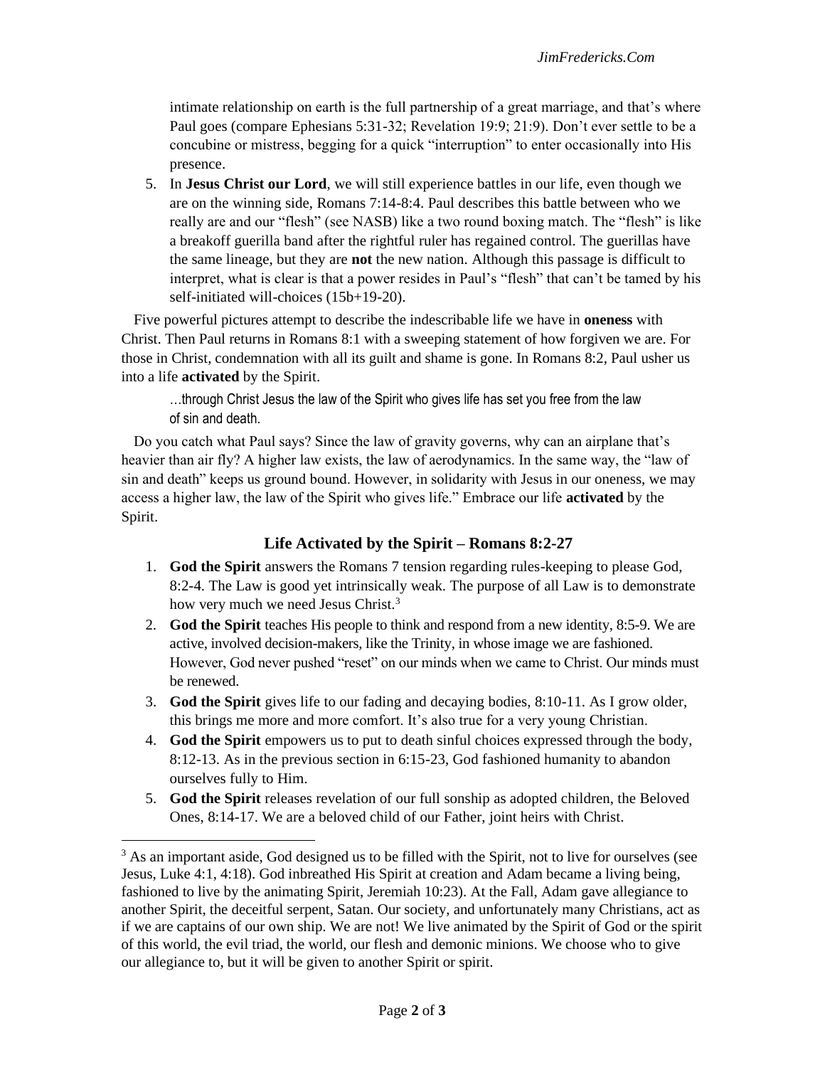intimate relationship on earth is the full partnership of a great marriage, and that's where Paul goes (compare Ephesians 5:31-32; Revelation 19:9; 21:9). Don't ever settle to be a concubine or mistress, begging for a quick "interruption" to enter occasionally into His presence.

5. In **Jesus Christ our Lord**, we will still experience battles in our life, even though we are on the winning side, Romans 7:14-8:4. Paul describes this battle between who we really are and our "flesh" (see NASB) like a two round boxing match. The "flesh" is like a breakoff guerilla band after the rightful ruler has regained control. The guerillas have the same lineage, but they are **not** the new nation. Although this passage is difficult to interpret, what is clear is that a power resides in Paul's "flesh" that can't be tamed by his self-initiated will-choices (15b+19-20).

Five powerful pictures attempt to describe the indescribable life we have in **oneness** with Christ. Then Paul returns in Romans 8:1 with a sweeping statement of how forgiven we are. For those in Christ, condemnation with all its guilt and shame is gone. In Romans 8:2, Paul usher us into a life **activated** by the Spirit.

> …through Christ Jesus the law of the Spirit who gives life has set you free from the law of sin and death.

Do you catch what Paul says? Since the law of gravity governs, why can an airplane that's heavier than air fly? A higher law exists, the law of aerodynamics. In the same way, the "law of sin and death" keeps us ground bound. However, in solidarity with Jesus in our oneness, we may access a higher law, the law of the Spirit who gives life." Embrace our life **activated** by the Spirit.

### Life Activated by the Spirit – Romans 8:2-27

1. **God the Spirit** answers the Romans 7 tension regarding rules-keeping to please God, 8:2-4. The Law is good yet intrinsically weak. The purpose of all Law is to demonstrate how very much we need Jesus Christ.[3]
2. **God the Spirit** teaches His people to think and respond from a new identity, 8:5-9. We are active, involved decision-makers, like the Trinity, in whose image we are fashioned. However, God never pushed "reset" on our minds when we came to Christ. Our minds must be renewed.
3. **God the Spirit** gives life to our fading and decaying bodies, 8:10-11. As I grow older, this brings me more and more comfort. It's also true for a very young Christian.
4. **God the Spirit** empowers us to put to death sinful choices expressed through the body, 8:12-13. As in the previous section in 6:15-23, God fashioned humanity to abandon ourselves fully to Him.
5. **God the Spirit** releases revelation of our full sonship as adopted children, the Beloved Ones, 8:14-17. We are a beloved child of our Father, joint heirs with Christ.

---

[3] As an important aside, God designed us to be filled with the Spirit, not to live for ourselves (see Jesus, Luke 4:1, 4:18). God inbreathed His Spirit at creation and Adam became a living being, fashioned to live by the animating Spirit, Jeremiah 10:23). At the Fall, Adam gave allegiance to another Spirit, the deceitful serpent, Satan. Our society, and unfortunately many Christians, act as if we are captains of our own ship. We are not! We live animated by the Spirit of God or the spirit of this world, the evil triad, the world, our flesh and demonic minions. We choose who to give our allegiance to, but it will be given to another Spirit or spirit.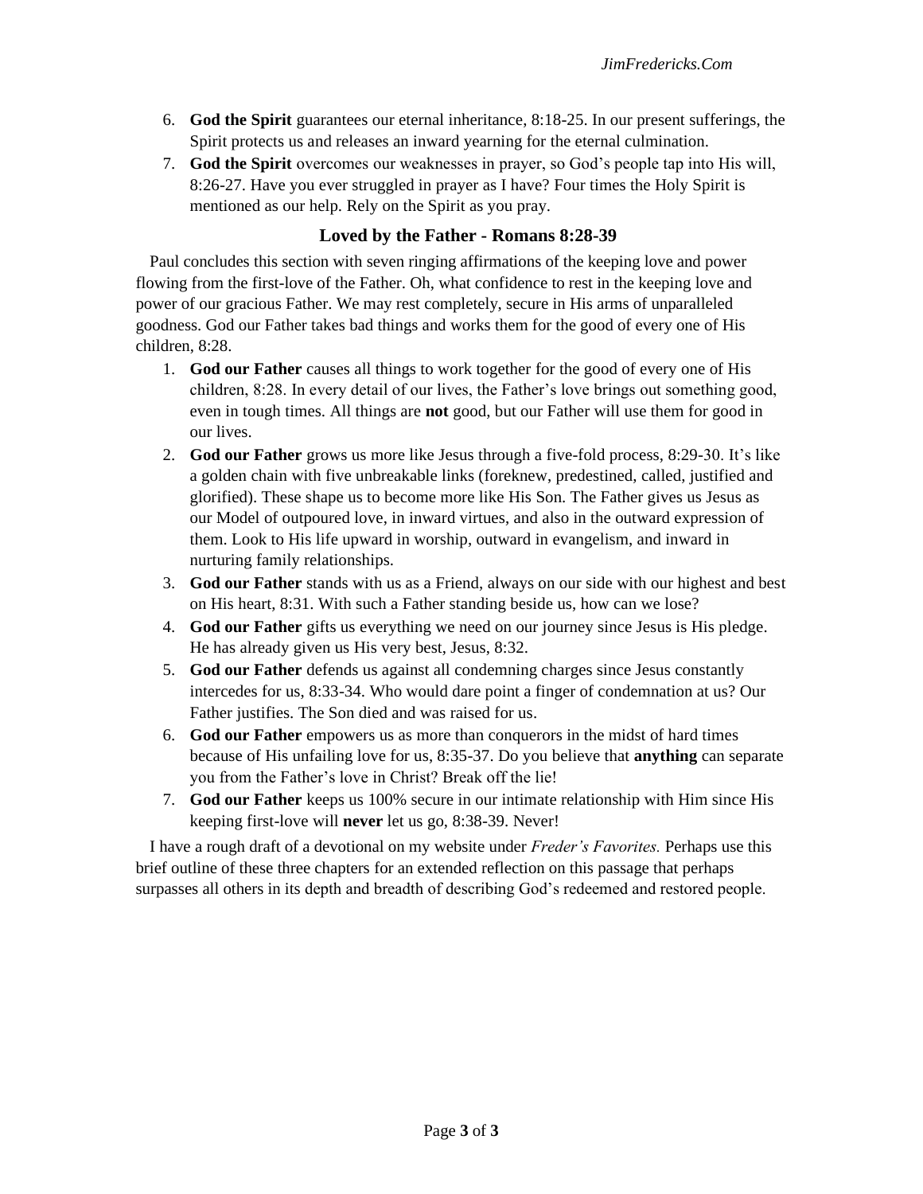6. **God the Spirit** guarantees our eternal inheritance, 8:18-25. In our present sufferings, the Spirit protects us and releases an inward yearning for the eternal culmination.
7. **God the Spirit** overcomes our weaknesses in prayer, so God's people tap into His will, 8:26-27. Have you ever struggled in prayer as I have? Four times the Holy Spirit is mentioned as our help. Rely on the Spirit as you pray.

### Loved by the Father - Romans 8:28-39

Paul concludes this section with seven ringing affirmations of the keeping love and power flowing from the first-love of the Father. Oh, what confidence to rest in the keeping love and power of our gracious Father. We may rest completely, secure in His arms of unparalleled goodness. God our Father takes bad things and works them for the good of every one of His children, 8:28.

1. **God our Father** causes all things to work together for the good of every one of His children, 8:28. In every detail of our lives, the Father's love brings out something good, even in tough times. All things are **not** good, but our Father will use them for good in our lives.
2. **God our Father** grows us more like Jesus through a five-fold process, 8:29-30. It's like a golden chain with five unbreakable links (foreknew, predestined, called, justified and glorified). These shape us to become more like His Son. The Father gives us Jesus as our Model of outpoured love, in inward virtues, and also in the outward expression of them. Look to His life upward in worship, outward in evangelism, and inward in nurturing family relationships.
3. **God our Father** stands with us as a Friend, always on our side with our highest and best on His heart, 8:31. With such a Father standing beside us, how can we lose?
4. **God our Father** gifts us everything we need on our journey since Jesus is His pledge. He has already given us His very best, Jesus, 8:32.
5. **God our Father** defends us against all condemning charges since Jesus constantly intercedes for us, 8:33-34. Who would dare point a finger of condemnation at us? Our Father justifies. The Son died and was raised for us.
6. **God our Father** empowers us as more than conquerors in the midst of hard times because of His unfailing love for us, 8:35-37. Do you believe that **anything** can separate you from the Father's love in Christ? Break off the lie!
7. **God our Father** keeps us 100% secure in our intimate relationship with Him since His keeping first-love will **never** let us go, 8:38-39. Never!

I have a rough draft of a devotional on my website under *Freder's Favorites.* Perhaps use this brief outline of these three chapters for an extended reflection on this passage that perhaps surpasses all others in its depth and breadth of describing God's redeemed and restored people.